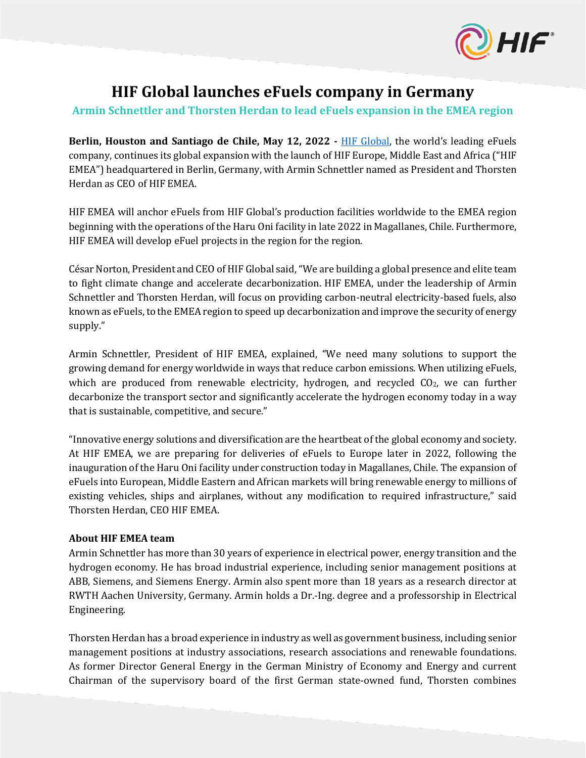# HIF Global launches eFuels company in Germany

## Armin Schnettler and Thorsten Herdan to lead eFuels expansion in the EMEA region

**Berlin, Houston and Santiago de Chile, May 12, 2022 -** [HIF Global](), the world's leading eFuels company, continues its global expansion with the launch of HIF Europe, Middle East and Africa ("HIF EMEA") headquartered in Berlin, Germany, with Armin Schnettler named as President and Thorsten Herdan as CEO of HIF EMEA.

HIF EMEA will anchor eFuels from HIF Global's production facilities worldwide to the EMEA region beginning with the operations of the Haru Oni facility in late 2022 in Magallanes, Chile. Furthermore, HIF EMEA will develop eFuel projects in the region for the region.

César Norton, President and CEO of HIF Global said, "We are building a global presence and elite team to fight climate change and accelerate decarbonization. HIF EMEA, under the leadership of Armin Schnettler and Thorsten Herdan, will focus on providing carbon-neutral electricity-based fuels, also known as eFuels, to the EMEA region to speed up decarbonization and improve the security of energy supply."

Armin Schnettler, President of HIF EMEA, explained, "We need many solutions to support the growing demand for energy worldwide in ways that reduce carbon emissions. When utilizing eFuels, which are produced from renewable electricity, hydrogen, and recycled $CO_2$, we can further decarbonize the transport sector and significantly accelerate the hydrogen economy today in a way that is sustainable, competitive, and secure."

"Innovative energy solutions and diversification are the heartbeat of the global economy and society. At HIF EMEA, we are preparing for deliveries of eFuels to Europe later in 2022, following the inauguration of the Haru Oni facility under construction today in Magallanes, Chile. The expansion of eFuels into European, Middle Eastern and African markets will bring renewable energy to millions of existing vehicles, ships and airplanes, without any modification to required infrastructure," said Thorsten Herdan, CEO HIF EMEA.

**About HIF EMEA team**

Armin Schnettler has more than 30 years of experience in electrical power, energy transition and the hydrogen economy. He has broad industrial experience, including senior management positions at ABB, Siemens, and Siemens Energy. Armin also spent more than 18 years as a research director at RWTH Aachen University, Germany. Armin holds a Dr.-Ing. degree and a professorship in Electrical Engineering.

Thorsten Herdan has a broad experience in industry as well as government business, including senior management positions at industry associations, research associations and renewable foundations. As former Director General Energy in the German Ministry of Economy and Energy and current Chairman of the supervisory board of the first German state-owned fund, Thorsten combines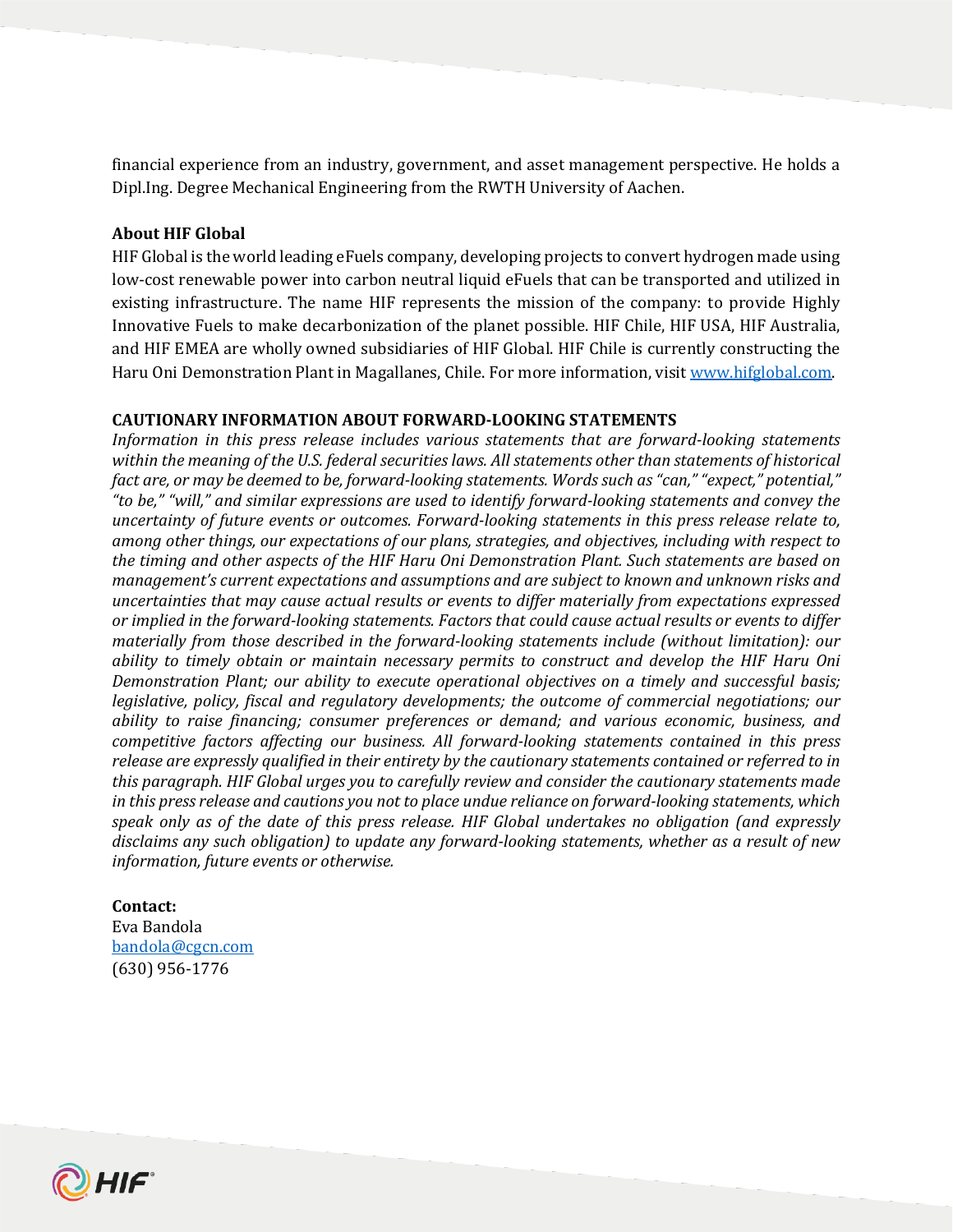financial experience from an industry, government, and asset management perspective. He holds a Dipl.Ing. Degree Mechanical Engineering from the RWTH University of Aachen.

**About HIF Global**

HIF Global is the world leading eFuels company, developing projects to convert hydrogen made using low-cost renewable power into carbon neutral liquid eFuels that can be transported and utilized in existing infrastructure. The name HIF represents the mission of the company: to provide Highly Innovative Fuels to make decarbonization of the planet possible. HIF Chile, HIF USA, HIF Australia, and HIF EMEA are wholly owned subsidiaries of HIF Global. HIF Chile is currently constructing the Haru Oni Demonstration Plant in Magallanes, Chile. For more information, visit [www.hifglobal.com](http://www.hifglobal.com).

**CAUTIONARY INFORMATION ABOUT FORWARD-LOOKING STATEMENTS**

*Information in this press release includes various statements that are forward-looking statements within the meaning of the U.S. federal securities laws. All statements other than statements of historical fact are, or may be deemed to be, forward-looking statements. Words such as "can," "expect," potential," "to be," "will," and similar expressions are used to identify forward-looking statements and convey the uncertainty of future events or outcomes. Forward-looking statements in this press release relate to, among other things, our expectations of our plans, strategies, and objectives, including with respect to the timing and other aspects of the HIF Haru Oni Demonstration Plant. Such statements are based on management's current expectations and assumptions and are subject to known and unknown risks and uncertainties that may cause actual results or events to differ materially from expectations expressed or implied in the forward-looking statements. Factors that could cause actual results or events to differ materially from those described in the forward-looking statements include (without limitation): our ability to timely obtain or maintain necessary permits to construct and develop the HIF Haru Oni Demonstration Plant; our ability to execute operational objectives on a timely and successful basis; legislative, policy, fiscal and regulatory developments; the outcome of commercial negotiations; our ability to raise financing; consumer preferences or demand; and various economic, business, and competitive factors affecting our business. All forward-looking statements contained in this press release are expressly qualified in their entirety by the cautionary statements contained or referred to in this paragraph. HIF Global urges you to carefully review and consider the cautionary statements made in this press release and cautions you not to place undue reliance on forward-looking statements, which speak only as of the date of this press release. HIF Global undertakes no obligation (and expressly disclaims any such obligation) to update any forward-looking statements, whether as a result of new information, future events or otherwise.*

**Contact:**
Eva Bandola
[bandola@cgcn.com](mailto:bandola@cgcn.com)
(630) 956-1776